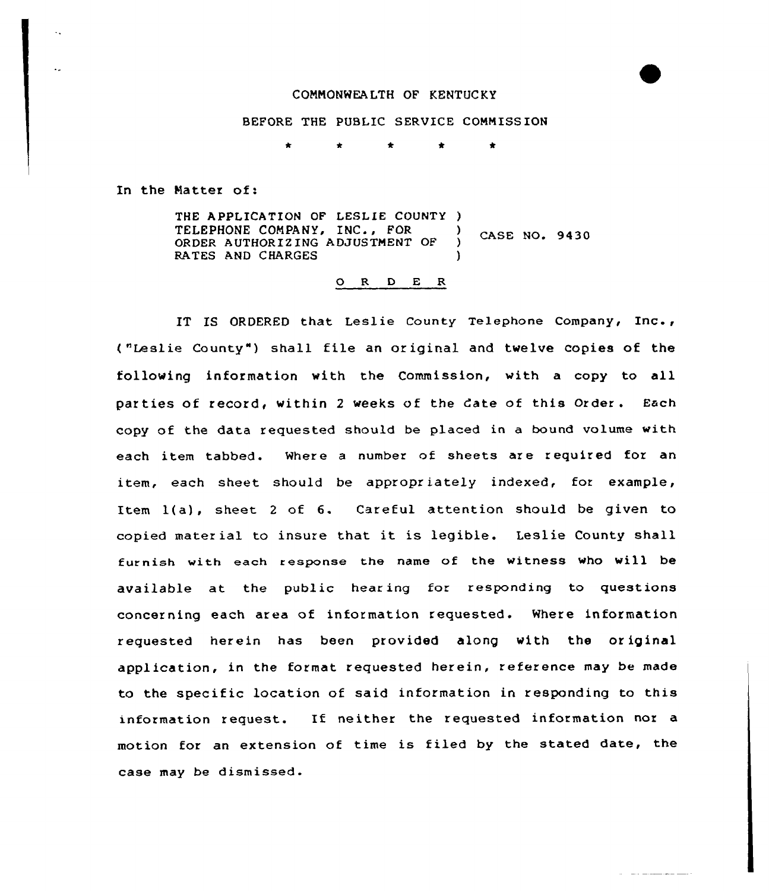COMMONWEALTH OF KENTUCKY

BEFORE THE PUBLIC SERVICE COMMISSION

\* \* \* \* \*

In the Matter of:

| | | |
|---|---|---|
| THE APPLICATION OF LESLIE COUNTY TELEPHONE COMPANY, INC., FOR ORDER AUTHORIZING ADJUSTMENT OF RATES AND CHARGES | ) ) ) ) | CASE NO. 9430 |

O R D E R

IT IS ORDERED that Leslie County Telephone Company, Inc., ("Leslie County") shall file an original and twelve copies of the following information with the Commission, with a copy to all parties of record, within 2 weeks of the date of this Order. Each copy of the data requested should be placed in a bound volume with each item tabbed. Where a number of sheets are required for an item, each sheet should be appropriately indexed, for example, Item 1(a), sheet 2 of 6. Careful attention should be given to copied material to insure that it is legible. Leslie County shall furnish with each response the name of the witness who will be available at the public hearing for responding to questions concerning each area of information requested. Where information requested herein has been provided along with the original application, in the format requested herein, reference may be made to the specific location of said information in responding to this information request. If neither the requested information nor a motion for an extension of time is filed by the stated date, the case may be dismissed.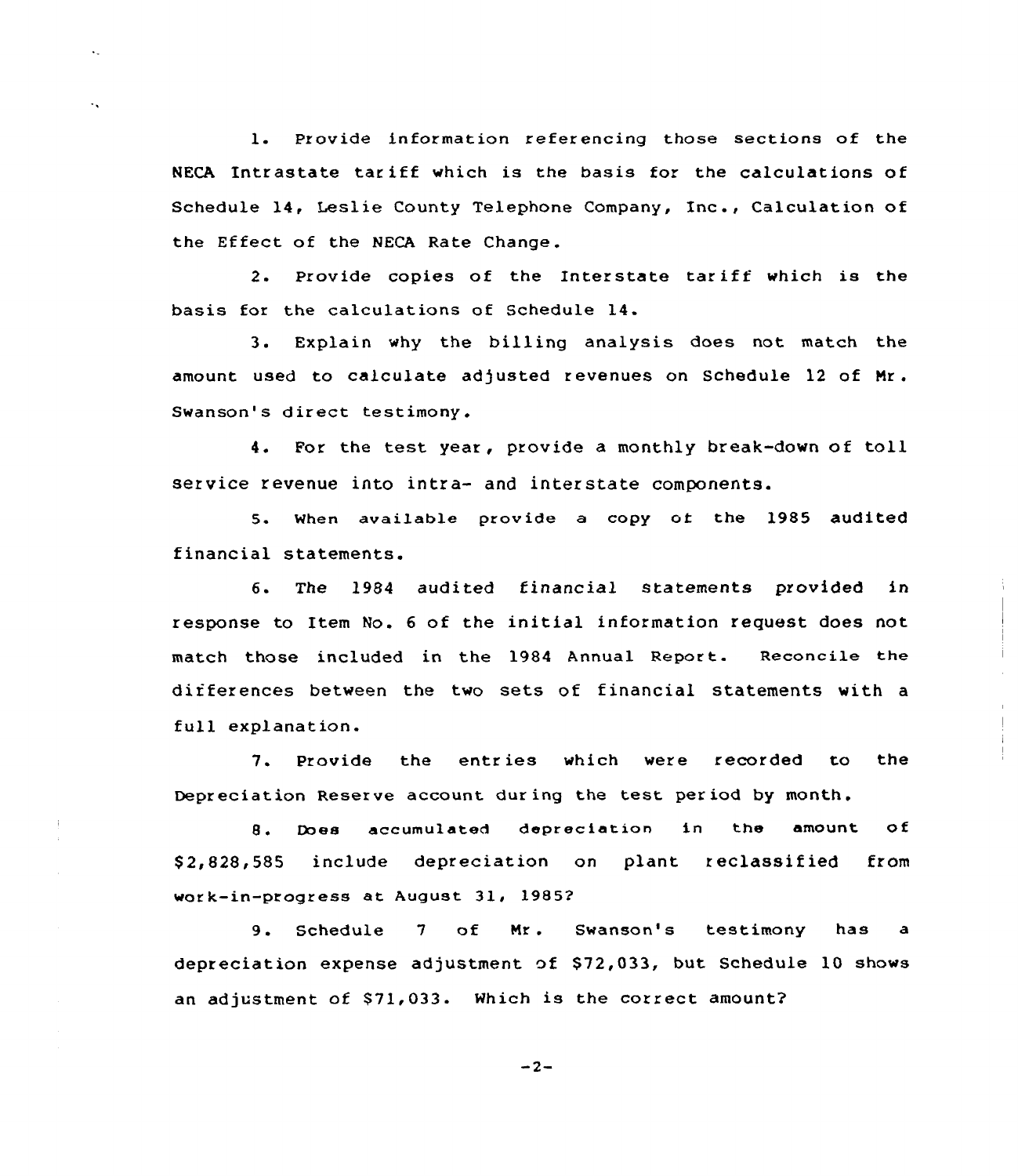1. Provide information referencing those sections of the NECA Intrastate tariff which is the basis for the calculations of Schedule 14, Leslie County Telephone Company, Inc., Calculation of the Effect of the NECA Rate Change.

2. Provide copies of the Interstate tariff which is the basis for the calculations of Schedule 14.

3. Explain why the billing analysis does not match the amount used to calculate adjusted revenues on Schedule 12 of Mr. Swanson's direct testimony.

4. For the test year, provide a monthly break-down of toll service revenue into intra- and interstate components.

5. When available provide a copy of the 1985 audited financial statements.

6. The 1984 audited financial statements provided in response to Item No. 6 of the initial information request does not match those included in the 1984 Annual Report. Reconcile the differences between the two sets of financial statements with a full explanation.

7. Provide the entries which were recorded to the Depreciation Reserve account during the test period by month.

8. Does accumulated depreciation in the amount of $2,828,585 include depreciation on plant reclassified from work-in-progress at August 31, 1985?

9. Schedule 7 of Mr. Swanson's testimony has a depreciation expense adjustment of $72,033, but Schedule 10 shows an adjustment of $71,033. Which is the correct amount?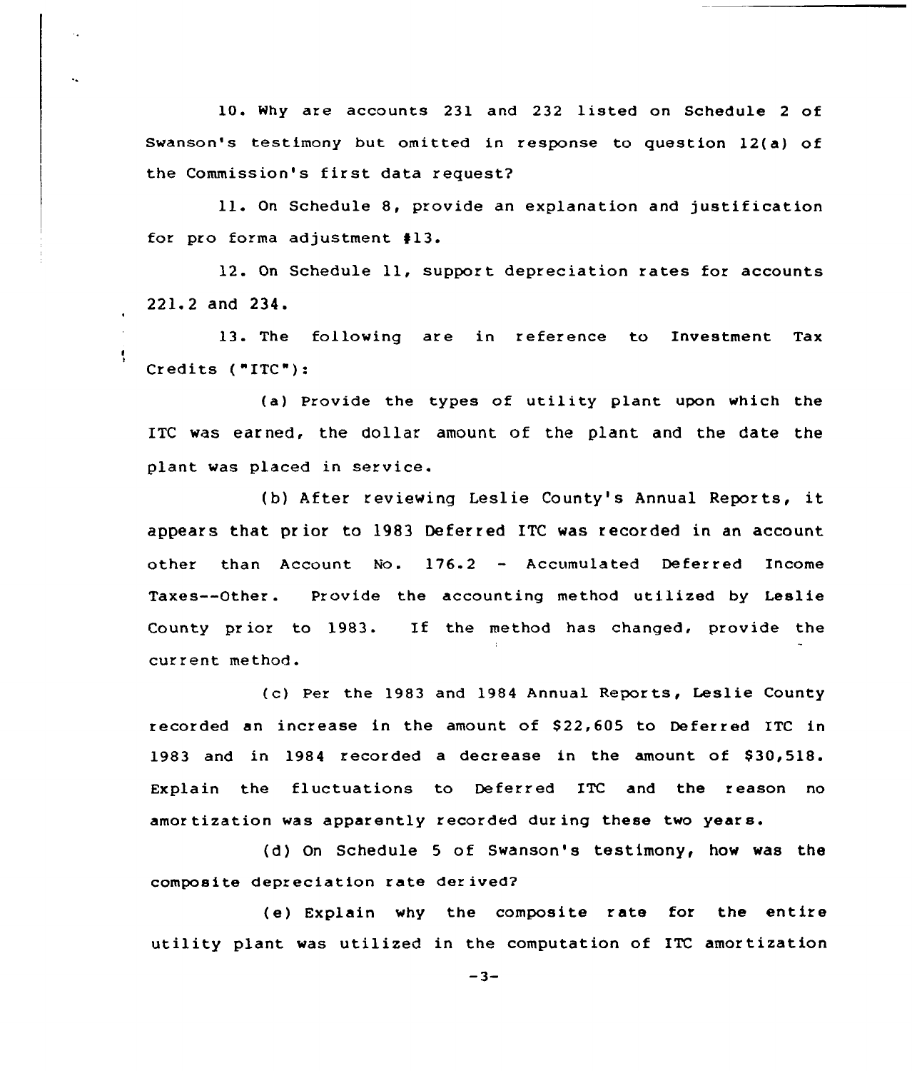10. Why are accounts 231 and 232 listed on Schedule 2 of Swanson's testimony but omitted in response to question 12(a) of the Commission's first data request?

11. On Schedule 8, provide an explanation and justification for pro forma adjustment #13.

12. On Schedule 11, support depreciation rates for accounts 221.2 and 234.

13. The following are in reference to Investment Tax Credits ("ITC"):

(a) Provide the types of utility plant upon which the ITC was earned, the dollar amount of the plant and the date the plant was placed in service.

(b) After reviewing Leslie County's Annual Reports, it appears that prior to 1983 Deferred ITC was recorded in an account other than Account No. 176.2 - Accumulated Deferred Income Taxes--Other. Provide the accounting method utilized by Leslie County prior to 1983. If the method has changed, provide the current method.

(c) Per the 1983 and 1984 Annual Reports, Leslie County recorded an increase in the amount of $22,605 to Deferred ITC in 1983 and in 1984 recorded a decrease in the amount of $30,518. Explain the fluctuations to Deferred ITC and the reason no amortization was apparently recorded during these two years.

(d) On Schedule 5 of Swanson's testimony, how was the composite depreciation rate derived?

(e) Explain why the composite rate for the entire utility plant was utilized in the computation of ITC amortization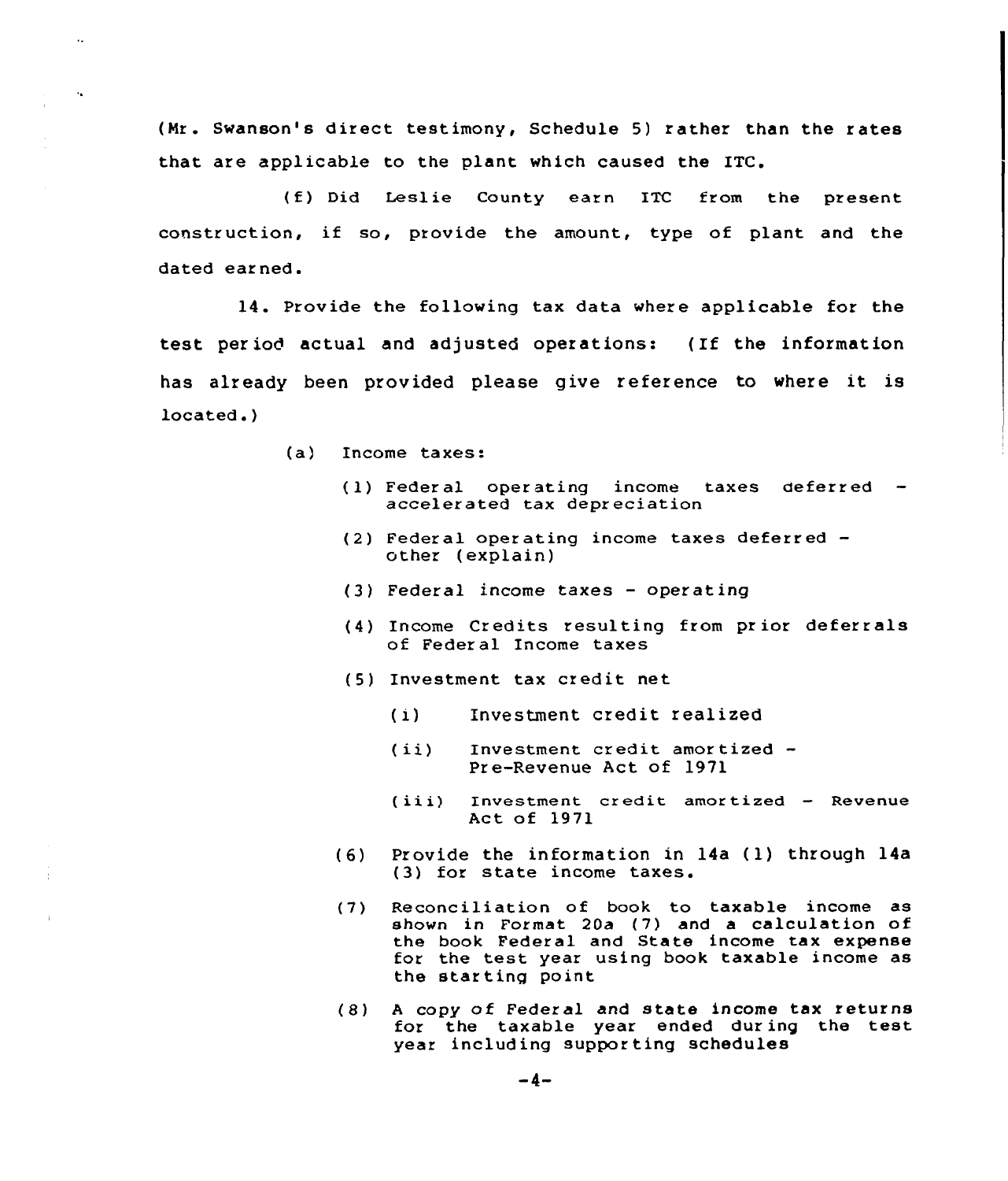(Mr. Swanson's direct testimony, Schedule 5) rather than the rates that are applicable to the plant which caused the ITC.

(f) Did Leslie County earn ITC from the present construction, if so, provide the amount, type of plant and the dated earned.

14. Provide the following tax data where applicable for the test period actual and adjusted operations: (If the information has already been provided please give reference to where it is located.)

(a) Income taxes:

(1) Federal operating income taxes deferred - accelerated tax depreciation

(2) Federal operating income taxes deferred - other (explain)

(3) Federal income taxes - operating

(4) Income Credits resulting from prior deferrals of Federal Income taxes

(5) Investment tax credit net

(i) Investment credit realized

(ii) Investment credit amortized - Pre-Revenue Act of 1971

(iii) Investment credit amortized - Revenue Act of 1971

(6) Provide the information in 14a (1) through 14a (3) for state income taxes.

(7) Reconciliation of book to taxable income as shown in Format 20a (7) and a calculation of the book Federal and State income tax expense for the test year using book taxable income as the starting point

(8) A copy of Federal and state income tax returns for the taxable year ended during the test year including supporting schedules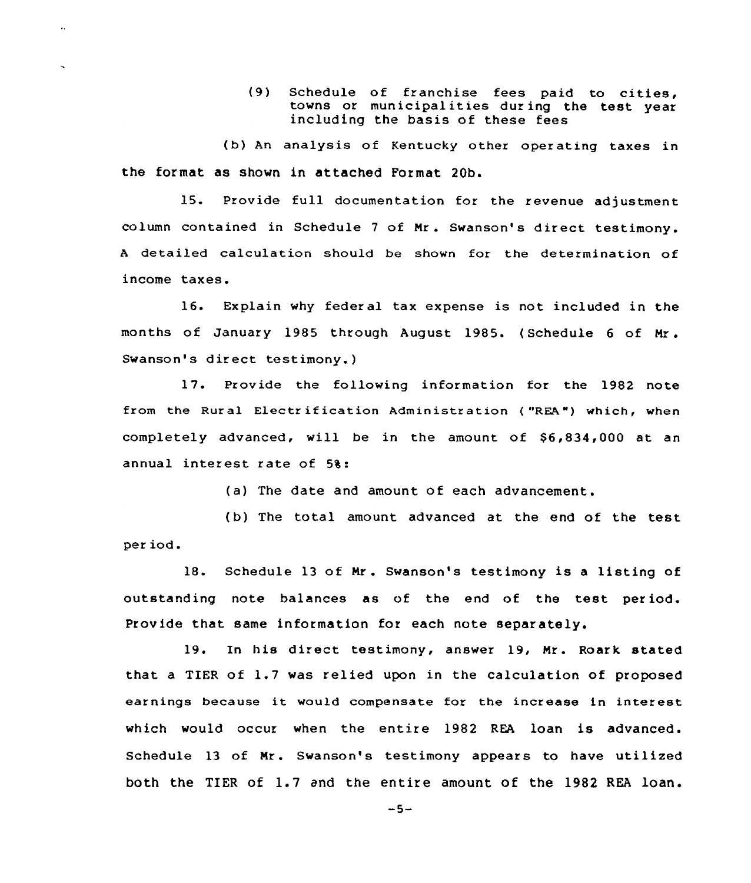(9) Schedule of franchise fees paid to cities, towns or municipalities during the test year including the basis of these fees

(b) An analysis of Kentucky other operating taxes in the format as shown in attached Format 20b.

15. Provide full documentation for the revenue adjustment column contained in Schedule 7 of Mr. Swanson's direct testimony. A detailed calculation should be shown for the determination of income taxes.

16. Explain why federal tax expense is not included in the months of January 1985 through August 1985. (Schedule 6 of Mr. Swanson's direct testimony.)

17. Provide the following information for the 1982 note from the Rural Electrification Administration ("REA") which, when completely advanced, will be in the amount of $6,834,000 at an annual interest rate of 5%:

(a) The date and amount of each advancement.

(b) The total amount advanced at the end of the test period.

18. Schedule 13 of Mr. Swanson's testimony is a listing of outstanding note balances as of the end of the test period. Provide that same information for each note separately.

19. In his direct testimony, answer 19, Mr. Roark stated that a TIER of 1.7 was relied upon in the calculation of proposed earnings because it would compensate for the increase in interest which would occur when the entire 1982 REA loan is advanced. Schedule 13 of Mr. Swanson's testimony appears to have utilized both the TIER of 1.7 and the entire amount of the 1982 REA loan.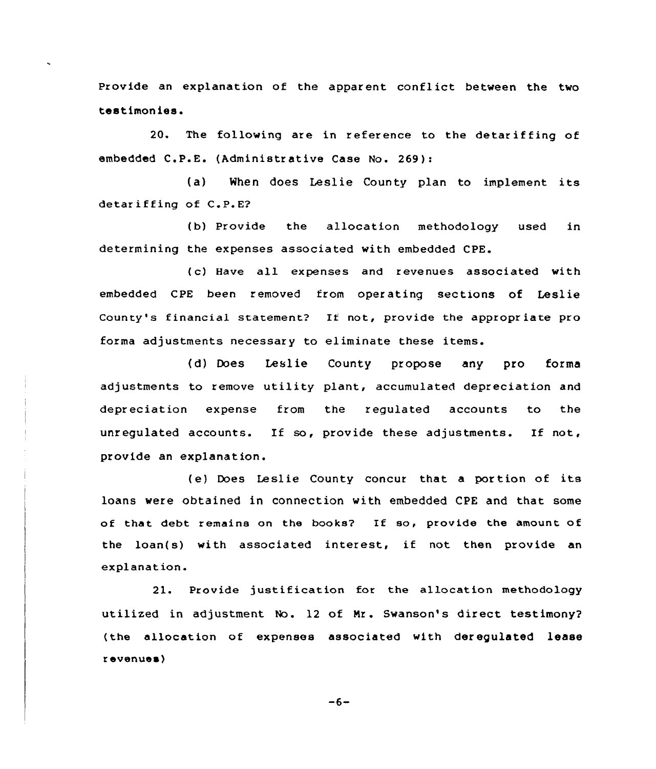Provide an explanation of the apparent conflict between the two testimonies.

20. The following are in reference to the detariffing of embedded C.P.E. (Administrative Case No. 269):

(a) When does Leslie County plan to implement its detariffing of C.P.E?

(b) Provide the allocation methodology used in determining the expenses associated with embedded CPE.

(c) Have all expenses and revenues associated with embedded CPE been removed from operating sections of Leslie County's financial statement? If not, provide the appropriate pro forma adjustments necessary to eliminate these items.

(d) Does Leslie County propose any pro forma adjustments to remove utility plant, accumulated depreciation and depreciation expense from the regulated accounts to the unregulated accounts. If so, provide these adjustments. If not, provide an explanation.

(e) Does Leslie County concur that a portion of its loans were obtained in connection with embedded CPE and that some of that debt remains on the books? If so, provide the amount of the loan(s) with associated interest, if not then provide an explanation.

21. Provide justification for the allocation methodology utilized in adjustment No. 12 of Mr. Swanson's direct testimony? (the allocation of expenses associated with deregulated lease revenues)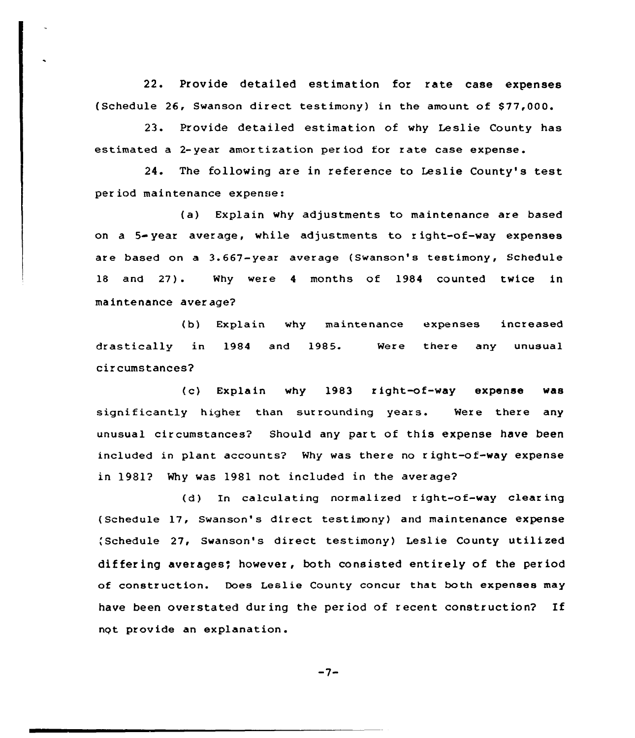22. Provide detailed estimation for rate case expenses (Schedule 26, Swanson direct testimony) in the amount of $77,000.

23. Provide detailed estimation of why Leslie County has estimated a 2-year amortization period for rate case expense.

24. The following are in reference to Leslie County's test period maintenance expense:

(a) Explain why adjustments to maintenance are based on a 5-year average, while adjustments to right-of-way expenses are based on a 3.667-year average (Swanson's testimony, Schedule 18 and 27). Why were 4 months of 1984 counted twice in maintenance average?

(b) Explain why maintenance expenses increased drastically in 1984 and 1985. Were there any unusual circumstances?

(c) Explain why 1983 right-of-way expense was significantly higher than surrounding years. Were there any unusual circumstances? Should any part of this expense have been included in plant accounts? Why was there no right-of-way expense in 1981? Why was 1981 not included in the average?

(d) In calculating normalized right-of-way clearing (Schedule 17, Swanson's direct testimony) and maintenance expense (Schedule 27, Swanson's direct testimony) Leslie County utilized differing averages; however, both consisted entirely of the period of construction. Does Leslie County concur that both expenses may have been overstated during the period of recent construction? If not provide an explanation.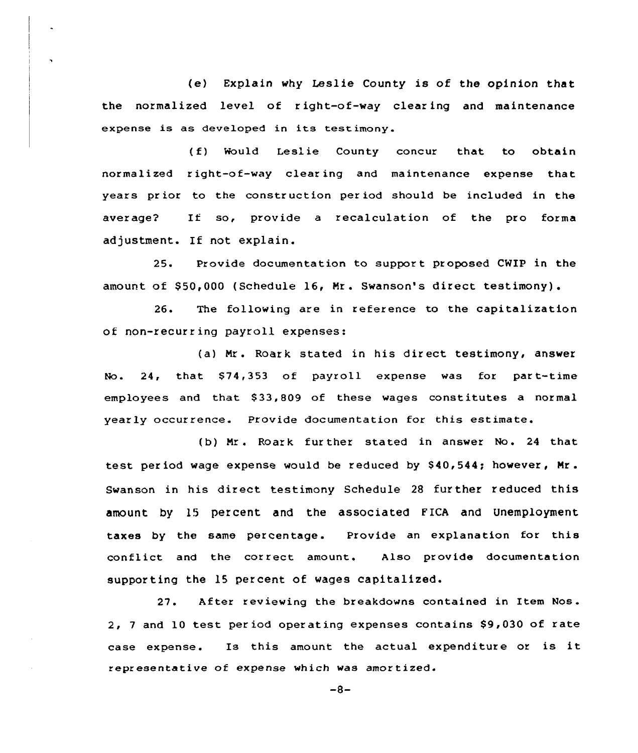(e) Explain why Leslie County is of the opinion that the normalized level of right-of-way clearing and maintenance expense is as developed in its testimony.

(f) Would Leslie County concur that to obtain normalized right-of-way clearing and maintenance expense that years prior to the construction period should be included in the average? If so, provide a recalculation of the pro forma adjustment. If not explain.

25. Provide documentation to support proposed CWIP in the amount of $50,000 (Schedule 16, Mr. Swanson's direct testimony).

26. The following are in reference to the capitalization of non-recurring payroll expenses:

(a) Mr. Roark stated in his direct testimony, answer No. 24, that $74,353 of payroll expense was for part-time employees and that $33,809 of these wages constitutes a normal yearly occurrence. Provide documentation for this estimate.

(b) Mr. Roark further stated in answer No. 24 that test period wage expense would be reduced by $40,544; however, Mr. Swanson in his direct testimony Schedule 28 further reduced this amount by 15 percent and the associated FICA and Unemployment taxes by the same percentage. Provide an explanation for this conflict and the correct amount. Also provide documentation supporting the 15 percent of wages capitalized.

27. After reviewing the breakdowns contained in Item Nos. 2, 7 and 10 test period operating expenses contains $9,030 of rate case expense. Is this amount the actual expenditure or is it representative of expense which was amortized.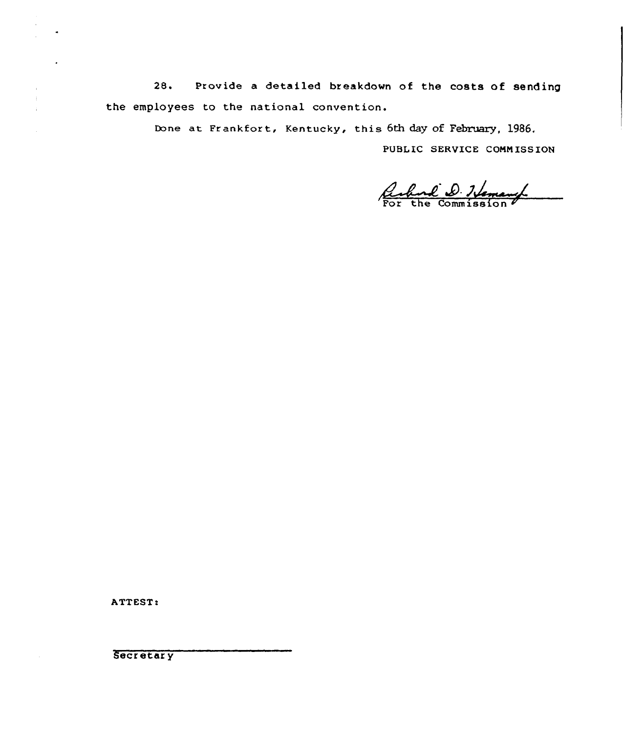28. Provide a detailed breakdown of the costs of sending the employees to the national convention.

Done at Frankfort, Kentucky, this 6th day of February, 1986.

PUBLIC SERVICE COMMISSION

For the Commission

ATTEST:

Secretary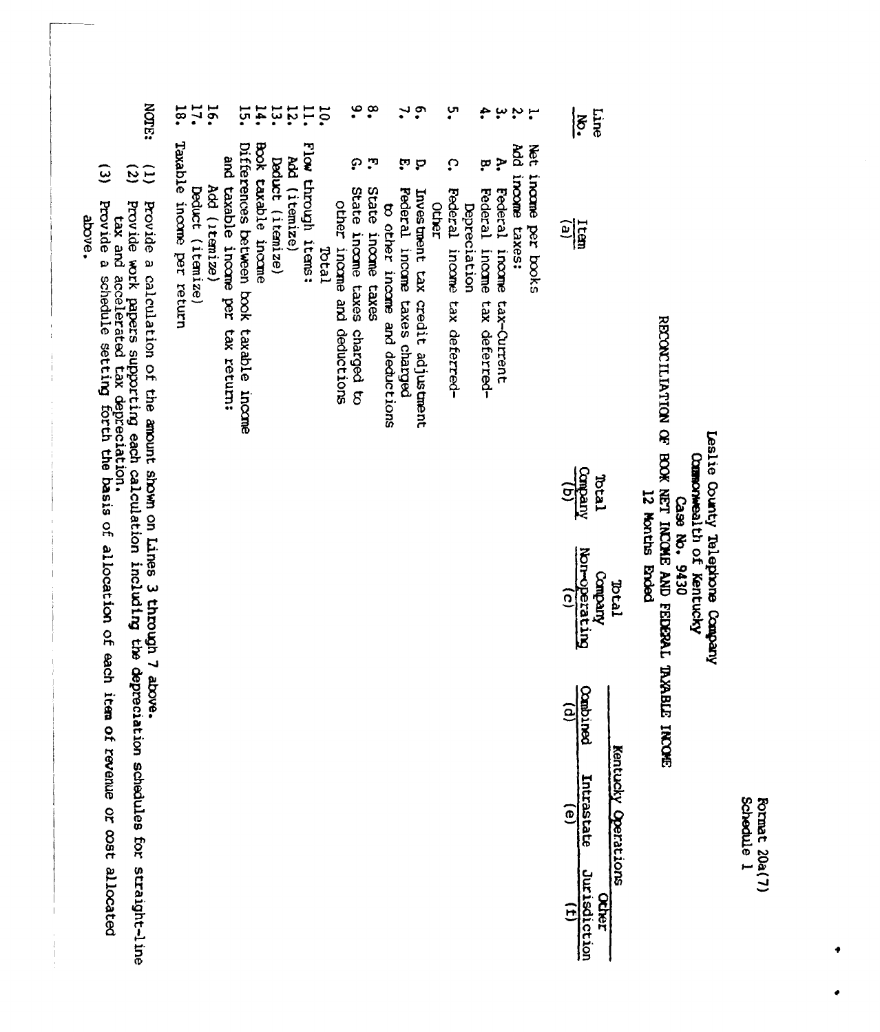Format 20a(7)
Schedule 1

# Leslie County Telephone Company
## Commonwealth of Kentucky
## Case No. 9430
## RECONCILIATION OF BOOK NET INCOME AND FEDERAL TAXABLE INCOME
## 12 Months Ended

| Line No. | Item (a) | Total Company (b) | Total Company Non-operating (c) | Kentucky Operations Combined (d) | Intrastate (e) | Other Jurisdiction (f) |
|---|---|---|---|---|---|---|
| 1. | Net income per books | | | | | |
| 2. | Add income taxes: | | | | | |
| 3. | A. Federal income tax-Current | | | | | |
| 4. | B. Federal income tax deferred-Depreciation | | | | | |
| 5. | C. Federal income tax deferred-Other | | | | | |
| 6. | D. Investment tax credit adjustment | | | | | |
| 7. | E. Federal income taxes charged to other income and deductions | | | | | |
| 8. | F. State income taxes | | | | | |
| 9. | G. State income taxes charged to other income and deductions | | | | | |
| 10. | Total | | | | | |
| 11. | Flow through items: | | | | | |
| 12. | Add (itemize) | | | | | |
| 13. | Deduct (itemize) | | | | | |
| 14. | Book taxable income | | | | | |
| 15. | Differences between book taxable income and taxable income per tax return: | | | | | |
| 16. | Add (itemize) | | | | | |
| 17. | Deduct (itemize) | | | | | |
| 18. | Taxable income per return | | | | | |

NOTE:
(1) Provide a calculation of the amount shown on Lines 3 through 7 above.
(2) Provide work papers supporting each calculation including the depreciation schedules for straight-line tax and accelerated tax depreciation.
(3) Provide a schedule setting forth the basis of allocation of each item of revenue or cost allocated above.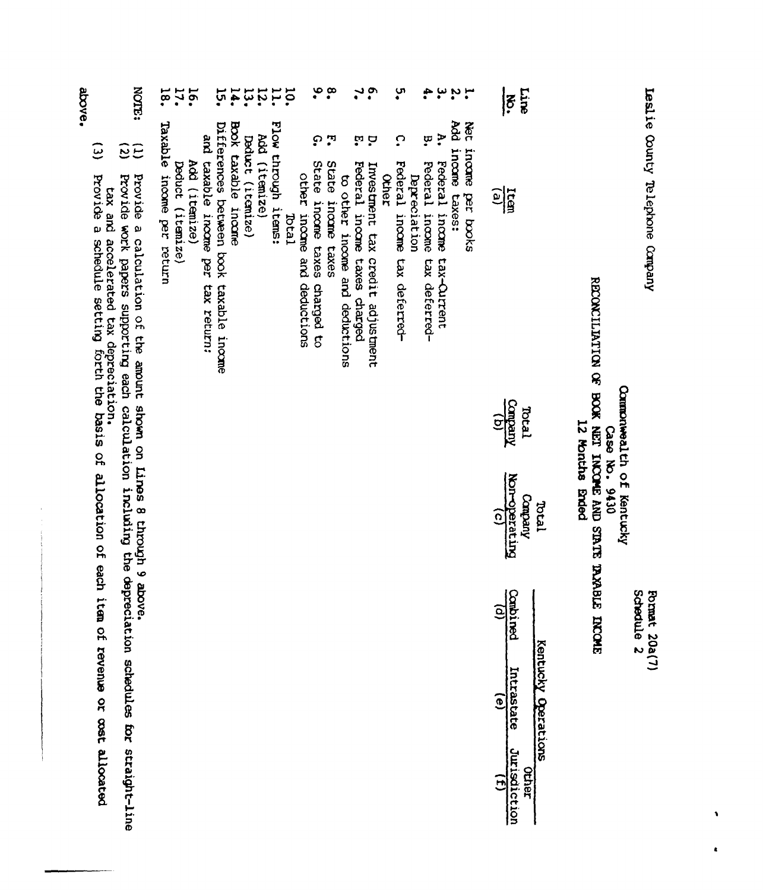Leslie County Telephone Company

Format 20a(7)
Schedule 2

Commonwealth of Kentucky
Case No. 9430
RECONCILIATION OF BOOK NET INCOME AND STATE TAXABLE INCOME
12 Months Ended

| Line No. | Item (a) | Total Company (b) | Total Company Non-operating (c) | Kentucky Operations Combined (d) | Kentucky Operations Intrastate (e) | Other Jurisdiction (f) |
|---|---|---|---|---|---|---|
| 1. | Net income per books | | | | | |
| 2. | Add income taxes: | | | | | |
| 3. | A. Federal income tax-Current | | | | | |
| 4. | B. Federal income tax deferred-Depreciation | | | | | |
| 5. | C. Federal income tax deferred-Other | | | | | |
| 6. | D. Investment tax credit adjustment | | | | | |
| 7. | E. Federal income taxes charged to other income and deductions | | | | | |
| 8. | F. State income taxes | | | | | |
| 9. | G. State income taxes charged to other income and deductions | | | | | |
| 10. | Total | | | | | |
| 11. | Flow through items: | | | | | |
| 12. | Add (itemize) | | | | | |
| 13. | Deduct (itemize) | | | | | |
| 14. | Book taxable income | | | | | |
| 15. | Differences between book taxable income and taxable income per tax return: | | | | | |
| 16. | Add (itemize) | | | | | |
| 17. | Deduct (itemize) | | | | | |
| 18. | Taxable income per return | | | | | |

NOTE:
(1) Provide a calculation of the amount shown on Lines 8 through 9 above.
(2) Provide work papers supporting each calculation including the depreciation schedules for straight-line tax and accelerated tax depreciation.
(3) Provide a schedule setting forth the basis of allocation of each item of revenue or cost allocated above.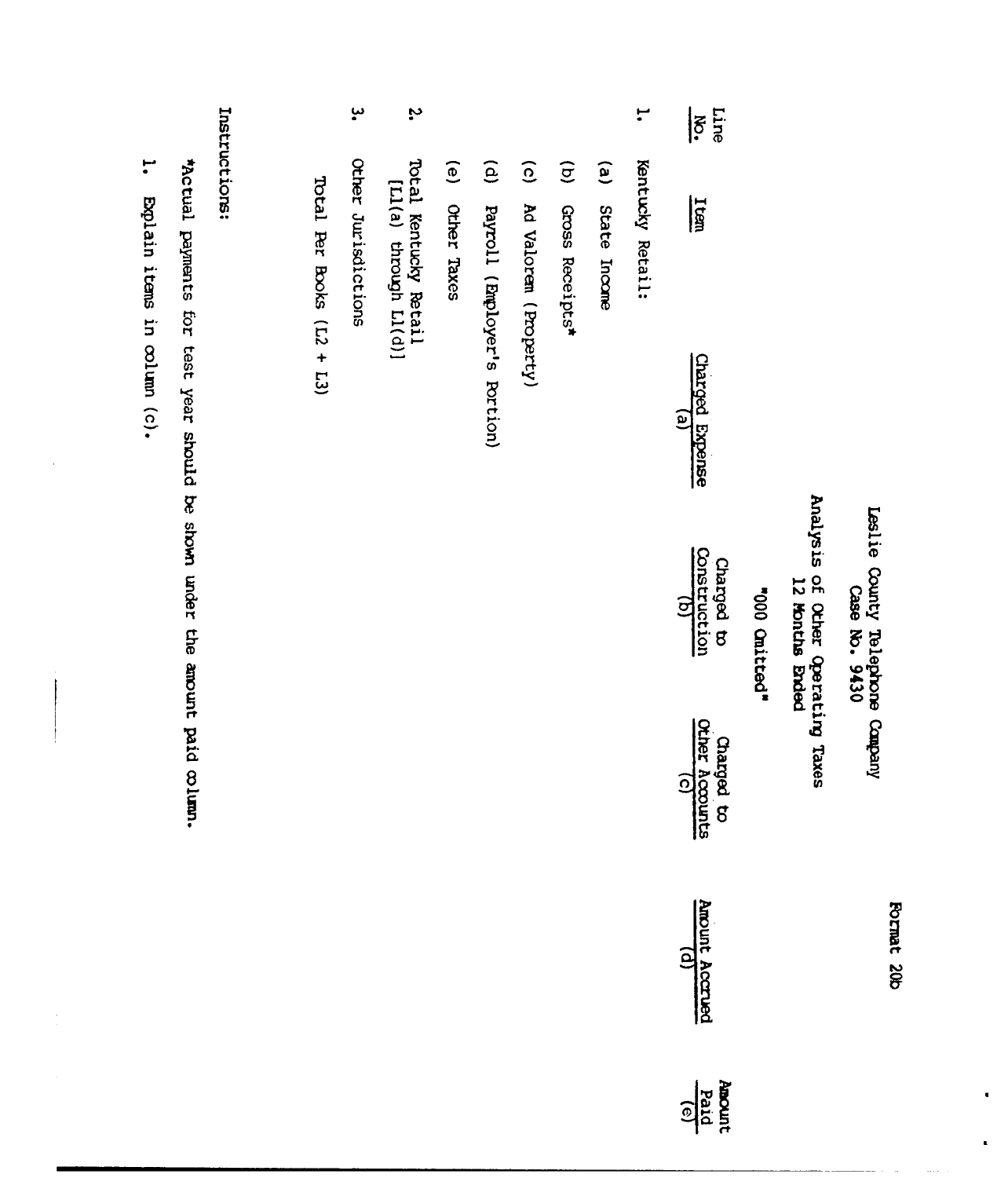Format 20b

# Leslie County Telephone Company
## Case No. 9430

### Analysis of Other Operating Taxes
### 12 Months Ended

"000 Omitted"

| Line No. | Item | Charged Expense (a) | Charged to Construction (b) | Charged to Other Accounts (c) | Amount Accrued (d) | Amount Paid (e) |
|---|---|---|---|---|---|---|
| 1. | Kentucky Retail: | | | | | |
| | (a) State Income | | | | | |
| | (b) Gross Receipts* | | | | | |
| | (c) Ad Valorem (Property) | | | | | |
| | (d) Payroll (Employer's Portion) | | | | | |
| | (e) Other Taxes | | | | | |
| 2. | Total Kentucky Retail [L1(a) through L1(d)] | | | | | |
| 3. | Other Jurisdictions | | | | | |
| | Total Per Books (L2 + L3) | | | | | |

Instructions:

*Actual payments for test year should be shown under the amount paid column.

1. Explain items in column (c).